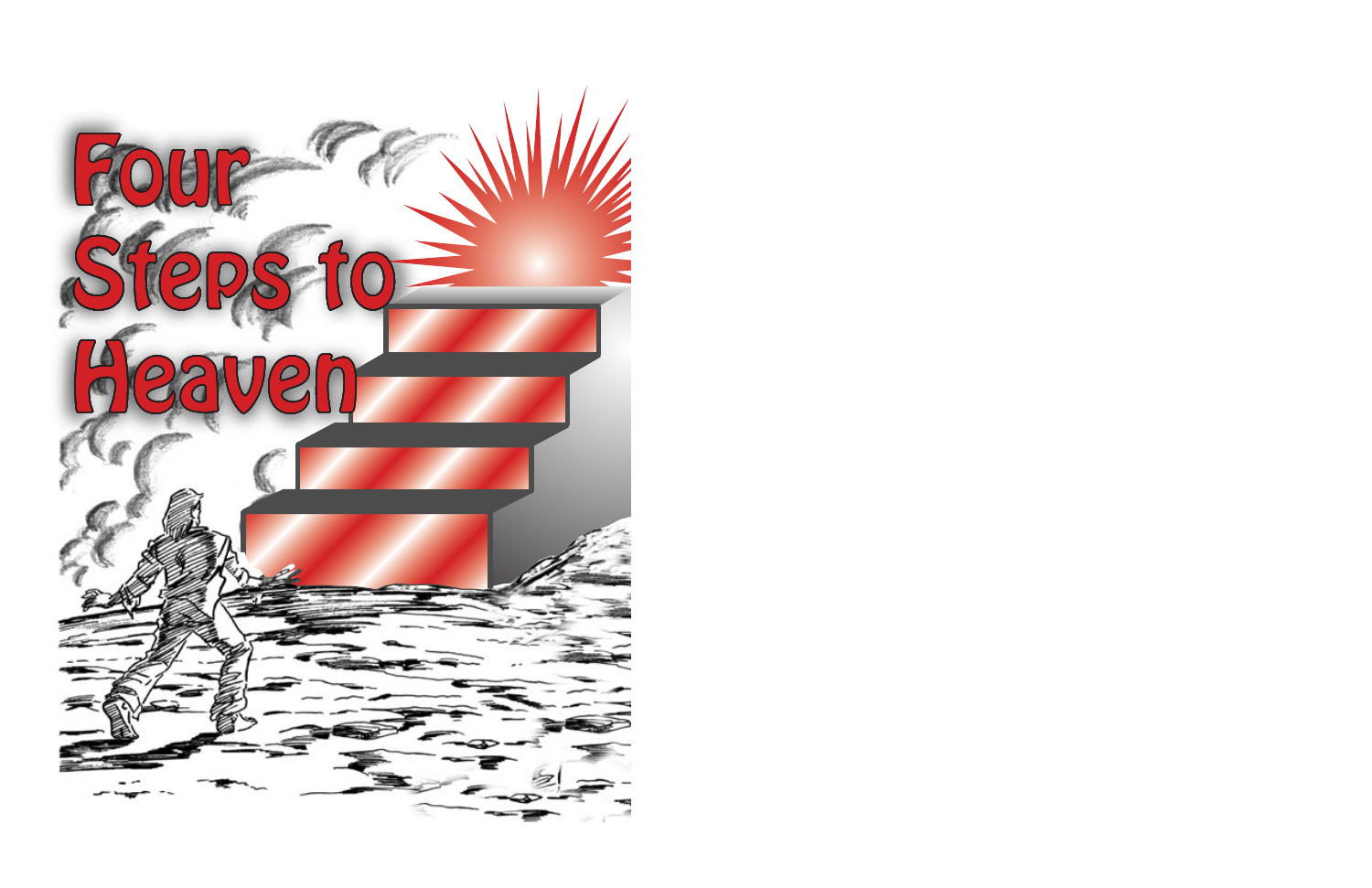# Four Steps to Heaven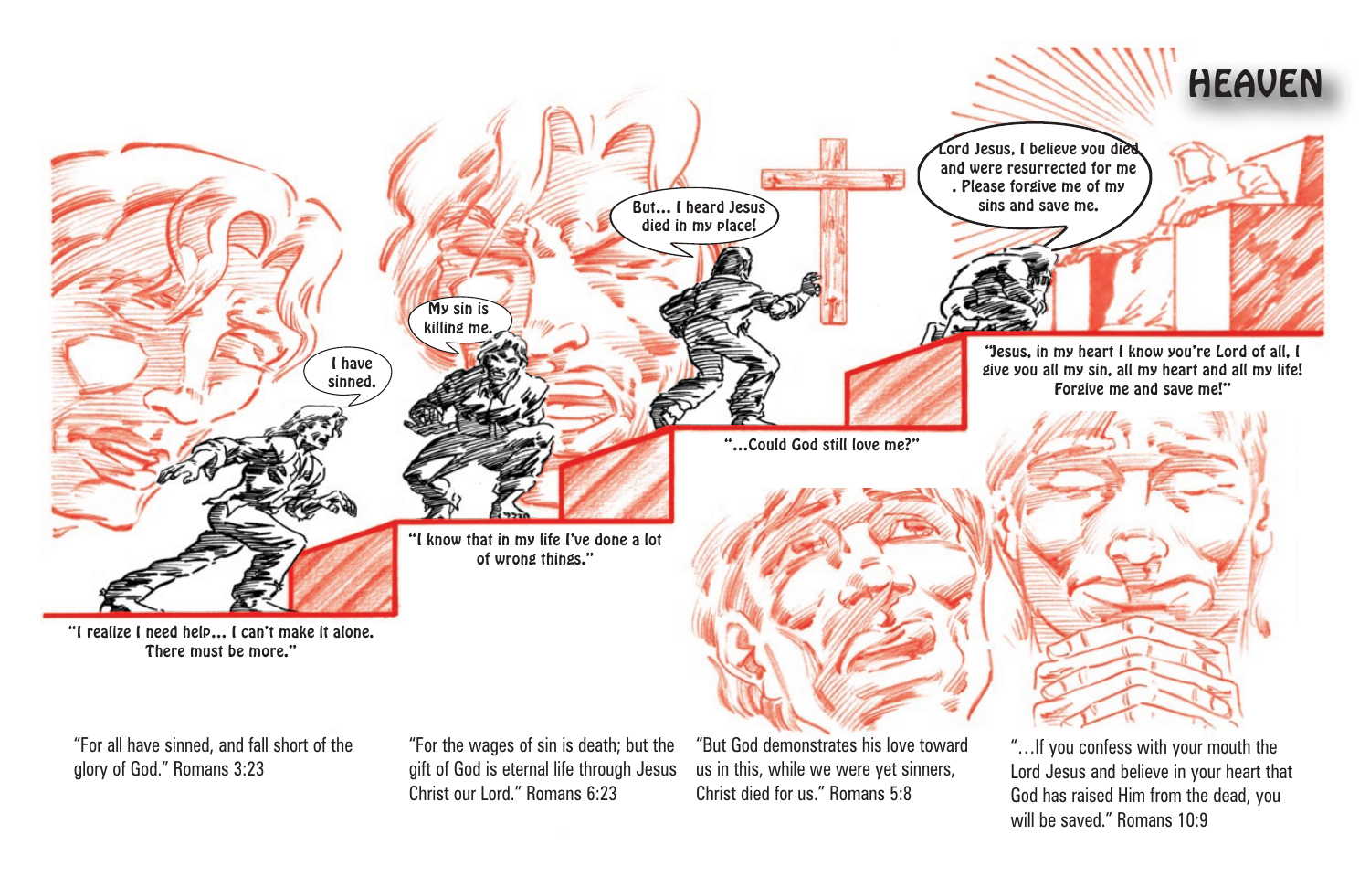# HEAVEN

I have sinned.

"I realize I need help... I can't make it alone. There must be more."

My sin is killing me.

"I know that in my life I've done a lot of wrong things."

But... I heard Jesus died in my place!

"...Could God still love me?"

Lord Jesus, I believe you died and were resurrected for me . Please forgive me of my sins and save me.

"Jesus, in my heart I know you're Lord of all, I give you all my sin, all my heart and all my life! Forgive me and save me!"

"For all have sinned, and fall short of the glory of God." Romans 3:23

"For the wages of sin is death; but the gift of God is eternal life through Jesus Christ our Lord." Romans 6:23

"But God demonstrates his love toward us in this, while we were yet sinners, Christ died for us." Romans 5:8

"…If you confess with your mouth the Lord Jesus and believe in your heart that God has raised Him from the dead, you will be saved." Romans 10:9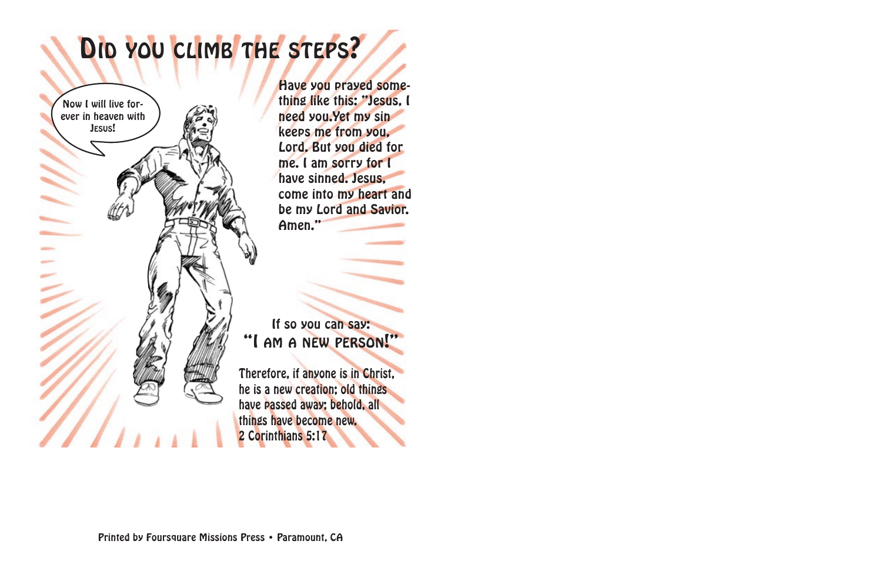# Did you climb the steps?

Now I will live forever in heaven with Jesus!

Have you prayed something like this: "Jesus, I need you.Yet my sin keeps me from you, Lord. But you died for me. I am sorry for I have sinned. Jesus, come into my heart and be my Lord and Savior. Amen."

If so you can say:

**"I am a new person!"**

Therefore, if anyone is in Christ, he is a new creation; old things have passed away; behold, all things have become new.
2 Corinthians 5:17

Printed by Foursquare Missions Press • Paramount, CA